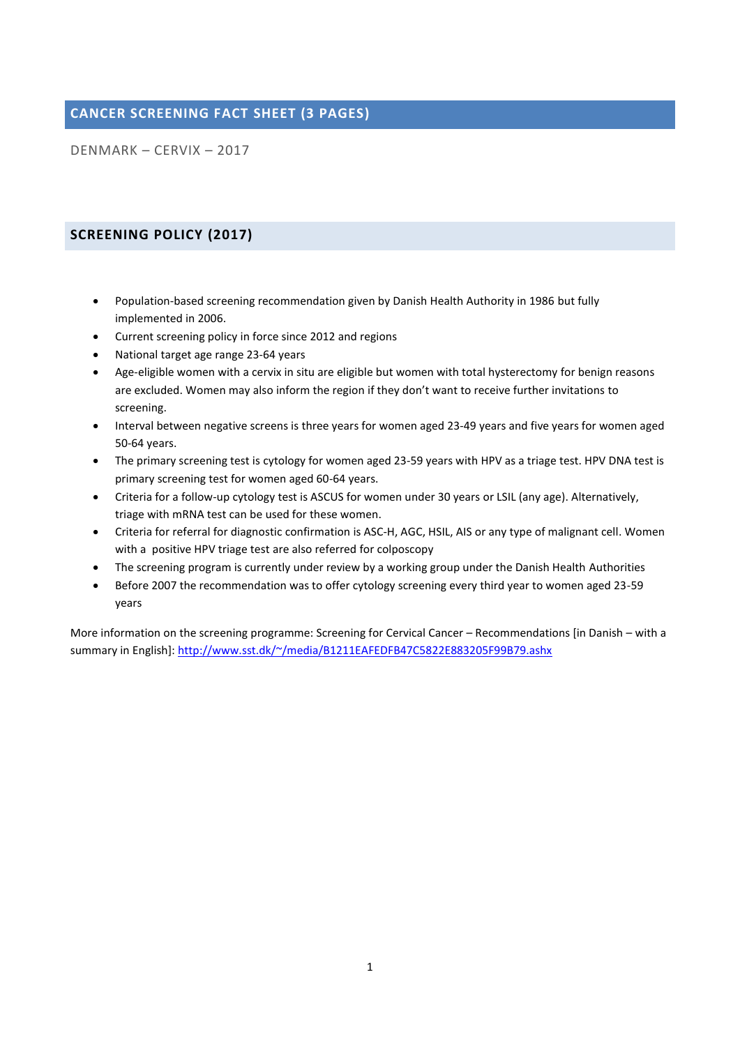# CANCER SCREENING FACT SHEET (3 PAGES)

DENMARK – CERVIX – 2017

## SCREENING POLICY (2017)

- Population-based screening recommendation given by Danish Health Authority in 1986 but fully implemented in 2006.
- Current screening policy in force since 2012 and regions
- National target age range 23-64 years
- Age-eligible women with a cervix in situ are eligible but women with total hysterectomy for benign reasons are excluded. Women may also inform the region if they don't want to receive further invitations to screening.
- Interval between negative screens is three years for women aged 23-49 years and five years for women aged 50-64 years.
- The primary screening test is cytology for women aged 23-59 years with HPV as a triage test. HPV DNA test is primary screening test for women aged 60-64 years.
- Criteria for a follow-up cytology test is ASCUS for women under 30 years or LSIL (any age). Alternatively, triage with mRNA test can be used for these women.
- Criteria for referral for diagnostic confirmation is ASC-H, AGC, HSIL, AIS or any type of malignant cell. Women with a positive HPV triage test are also referred for colposcopy
- The screening program is currently under review by a working group under the Danish Health Authorities
- Before 2007 the recommendation was to offer cytology screening every third year to women aged 23-59 years

More information on the screening programme: Screening for Cervical Cancer – Recommendations [in Danish – with a summary in English]: http://www.sst.dk/~/media/B1211EAFEDFB47C5822E883205F99B79.ashx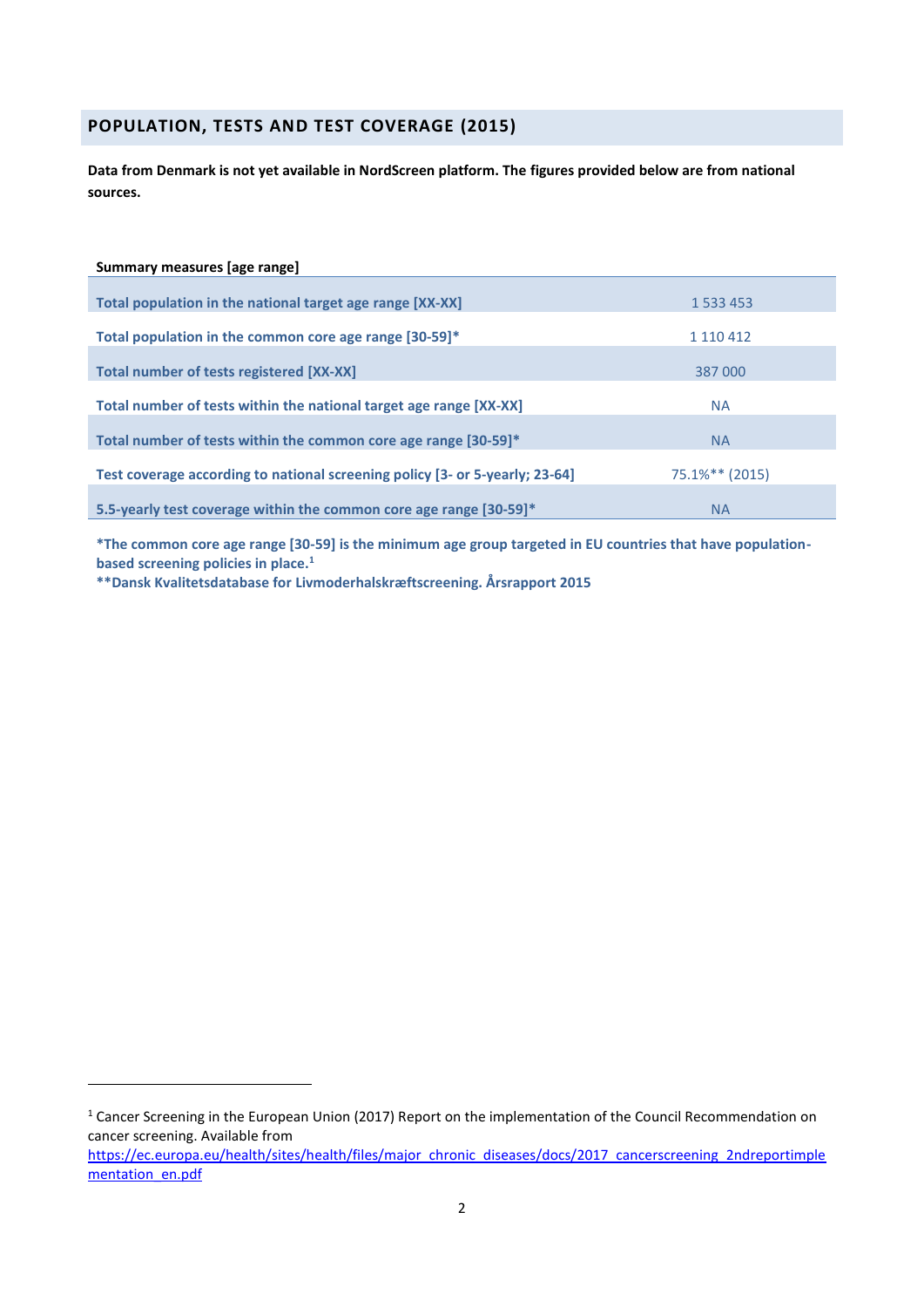## POPULATION, TESTS AND TEST COVERAGE (2015)

**Data from Denmark is not yet available in NordScreen platform. The figures provided below are from national sources.**

| Summary measures [age range] | |
|---|---|
| Total population in the national target age range [XX-XX] | 1 533 453 |
| Total population in the common core age range [30-59]* | 1 110 412 |
| Total number of tests registered [XX-XX] | 387 000 |
| Total number of tests within the national target age range [XX-XX] | NA |
| Total number of tests within the common core age range [30-59]* | NA |
| Test coverage according to national screening policy [3- or 5-yearly; 23-64] | 75.1%** (2015) |
| 5.5-yearly test coverage within the common core age range [30-59]* | NA |

**\*The common core age range [30-59] is the minimum age group targeted in EU countries that have population-based screening policies in place.[1]**
**\*\*Dansk Kvalitetsdatabase for Livmoderhalskræftscreening. Årsrapport 2015**

[1] Cancer Screening in the European Union (2017) Report on the implementation of the Council Recommendation on cancer screening. Available from https://ec.europa.eu/health/sites/health/files/major_chronic_diseases/docs/2017_cancerscreening_2ndreportimplementation_en.pdf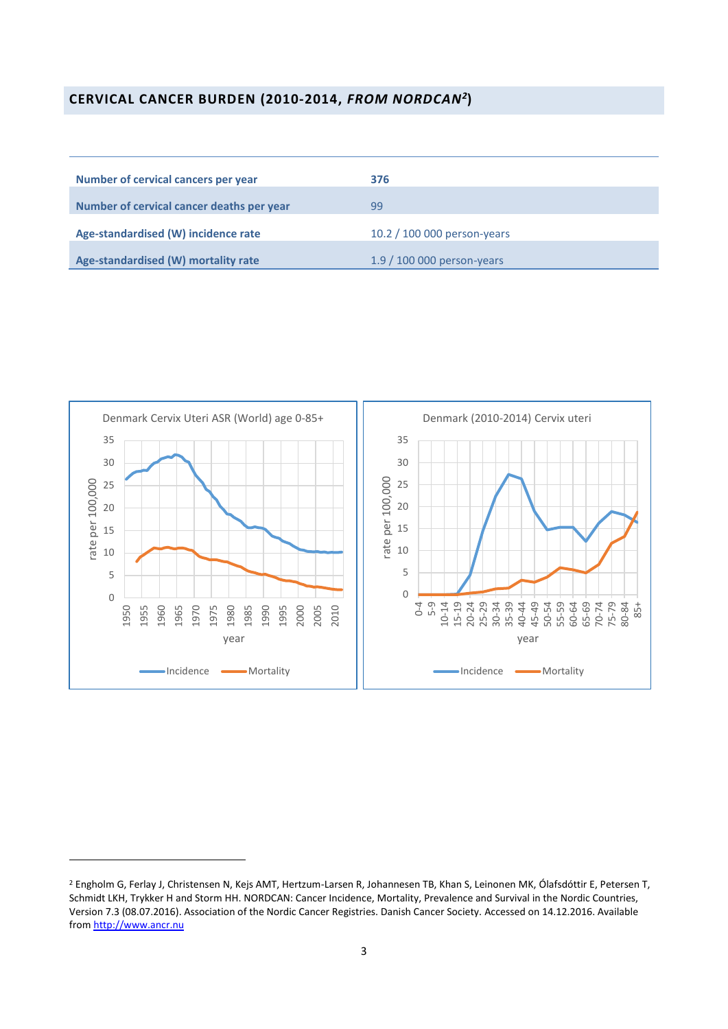## CERVICAL CANCER BURDEN (2010-2014, *FROM NORDCAN*[2])

| | |
|---|---|
| **Number of cervical cancers per year** | **376** |
| **Number of cervical cancer deaths per year** | 99 |
| **Age-standardised (W) incidence rate** | 10.2 / 100 000 person-years |
| **Age-standardised (W) mortality rate** | 1.9 / 100 000 person-years |

Denmark Cervix Uteri ASR (World) age 0-85+

rate per 100,000

0 5 10 15 20 25 30 35

1950 1955 1960 1965 1970 1975 1980 1985 1990 1995 2000 2005 2010

year

Incidence Mortality

Denmark (2010-2014) Cervix uteri

rate per 100,000

0 5 10 15 20 25 30 35

0-4 5-9 10-14 15-19 20-24 25-29 30-34 35-39 40-44 45-49 50-54 55-59 60-64 65-69 70-74 75-79 80-84 85+

year

Incidence Mortality

---

[2] Engholm G, Ferlay J, Christensen N, Kejs AMT, Hertzum-Larsen R, Johannesen TB, Khan S, Leinonen MK, Ólafsdóttir E, Petersen T, Schmidt LKH, Trykker H and Storm HH. NORDCAN: Cancer Incidence, Mortality, Prevalence and Survival in the Nordic Countries, Version 7.3 (08.07.2016). Association of the Nordic Cancer Registries. Danish Cancer Society. Accessed on 14.12.2016. Available from http://www.ancr.nu